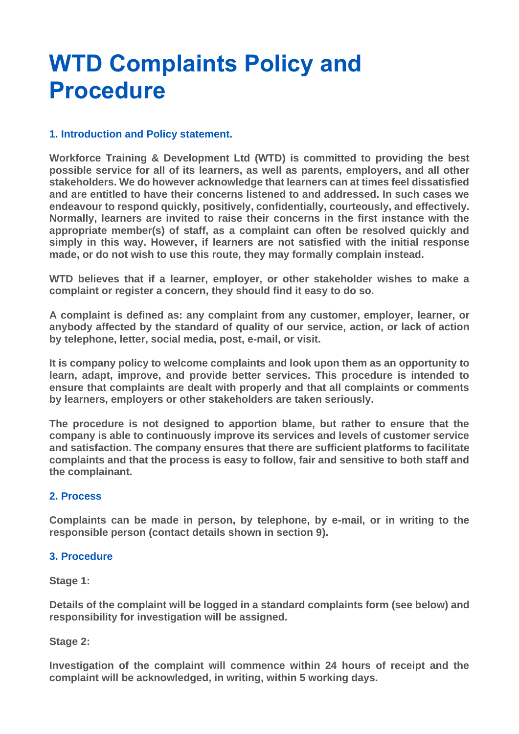# WTD Complaints Policy and Procedure

### 1. Introduction and Policy statement.

**Workforce Training & Development Ltd (WTD) is committed to providing the best possible service for all of its learners, as well as parents, employers, and all other stakeholders. We do however acknowledge that learners can at times feel dissatisfied and are entitled to have their concerns listened to and addressed. In such cases we endeavour to respond quickly, positively, confidentially, courteously, and effectively. Normally, learners are invited to raise their concerns in the first instance with the appropriate member(s) of staff, as a complaint can often be resolved quickly and simply in this way. However, if learners are not satisfied with the initial response made, or do not wish to use this route, they may formally complain instead.**

**WTD believes that if a learner, employer, or other stakeholder wishes to make a complaint or register a concern, they should find it easy to do so.**

**A complaint is defined as: any complaint from any customer, employer, learner, or anybody affected by the standard of quality of our service, action, or lack of action by telephone, letter, social media, post, e-mail, or visit.**

**It is company policy to welcome complaints and look upon them as an opportunity to learn, adapt, improve, and provide better services. This procedure is intended to ensure that complaints are dealt with properly and that all complaints or comments by learners, employers or other stakeholders are taken seriously.**

**The procedure is not designed to apportion blame, but rather to ensure that the company is able to continuously improve its services and levels of customer service and satisfaction. The company ensures that there are sufficient platforms to facilitate complaints and that the process is easy to follow, fair and sensitive to both staff and the complainant.**

### 2. Process

**Complaints can be made in person, by telephone, by e-mail, or in writing to the responsible person (contact details shown in section 9).**

### 3. Procedure

**Stage 1:**

**Details of the complaint will be logged in a standard complaints form (see below) and responsibility for investigation will be assigned.**

**Stage 2:**

**Investigation of the complaint will commence within 24 hours of receipt and the complaint will be acknowledged, in writing, within 5 working days.**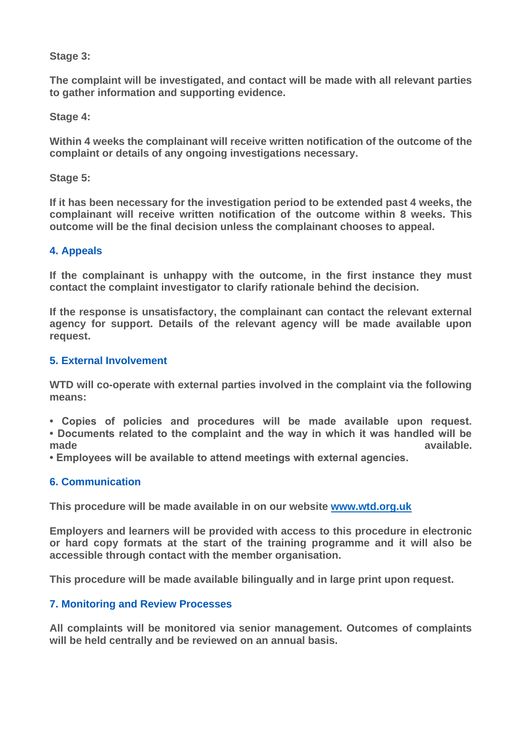**Stage 3:**

**The complaint will be investigated, and contact will be made with all relevant parties to gather information and supporting evidence.**

**Stage 4:**

**Within 4 weeks the complainant will receive written notification of the outcome of the complaint or details of any ongoing investigations necessary.**

**Stage 5:**

**If it has been necessary for the investigation period to be extended past 4 weeks, the complainant will receive written notification of the outcome within 8 weeks. This outcome will be the final decision unless the complainant chooses to appeal.**

## 4. Appeals

**If the complainant is unhappy with the outcome, in the first instance they must contact the complaint investigator to clarify rationale behind the decision.**

**If the response is unsatisfactory, the complainant can contact the relevant external agency for support. Details of the relevant agency will be made available upon request.**

## 5. External Involvement

**WTD will co-operate with external parties involved in the complaint via the following means:**

- **Copies of policies and procedures will be made available upon request.**
- **Documents related to the complaint and the way in which it was handled will be made available.**
- **Employees will be available to attend meetings with external agencies.**

## 6. Communication

**This procedure will be made available in on our website [www.wtd.org.uk](http://www.wtd.org.uk)**

**Employers and learners will be provided with access to this procedure in electronic or hard copy formats at the start of the training programme and it will also be accessible through contact with the member organisation.**

**This procedure will be made available bilingually and in large print upon request.**

## 7. Monitoring and Review Processes

**All complaints will be monitored via senior management. Outcomes of complaints will be held centrally and be reviewed on an annual basis.**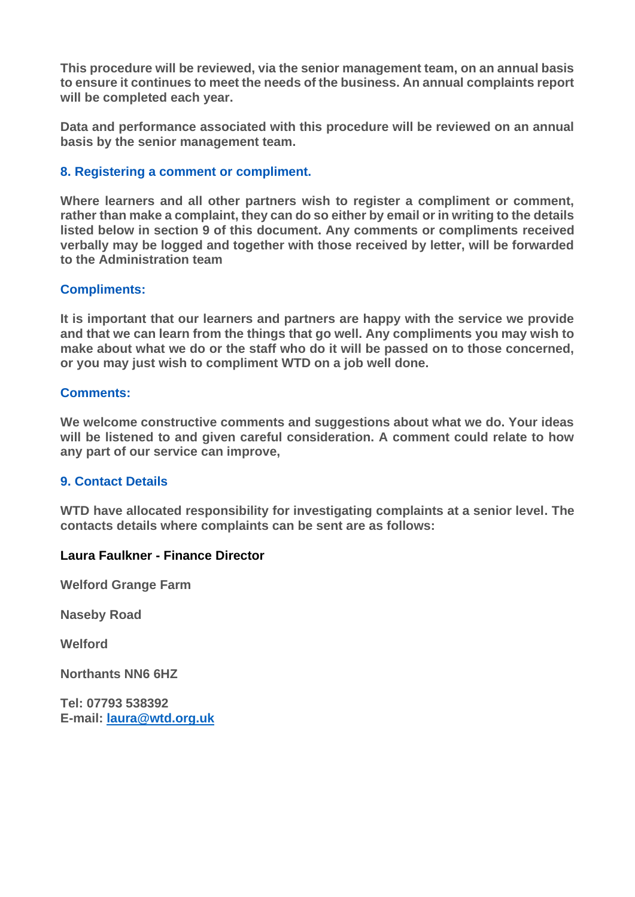**This procedure will be reviewed, via the senior management team, on an annual basis to ensure it continues to meet the needs of the business. An annual complaints report will be completed each year.**

**Data and performance associated with this procedure will be reviewed on an annual basis by the senior management team.**

## 8. Registering a comment or compliment.

**Where learners and all other partners wish to register a compliment or comment, rather than make a complaint, they can do so either by email or in writing to the details listed below in section 9 of this document. Any comments or compliments received verbally may be logged and together with those received by letter, will be forwarded to the Administration team**

### Compliments:

**It is important that our learners and partners are happy with the service we provide and that we can learn from the things that go well. Any compliments you may wish to make about what we do or the staff who do it will be passed on to those concerned, or you may just wish to compliment WTD on a job well done.**

### Comments:

**We welcome constructive comments and suggestions about what we do. Your ideas will be listened to and given careful consideration. A comment could relate to how any part of our service can improve,**

## 9. Contact Details

**WTD have allocated responsibility for investigating complaints at a senior level. The contacts details where complaints can be sent are as follows:**

**Laura Faulkner - Finance Director**

**Welford Grange Farm**

**Naseby Road**

**Welford**

**Northants NN6 6HZ**

**Tel: 07793 538392**
**E-mail: laura@wtd.org.uk**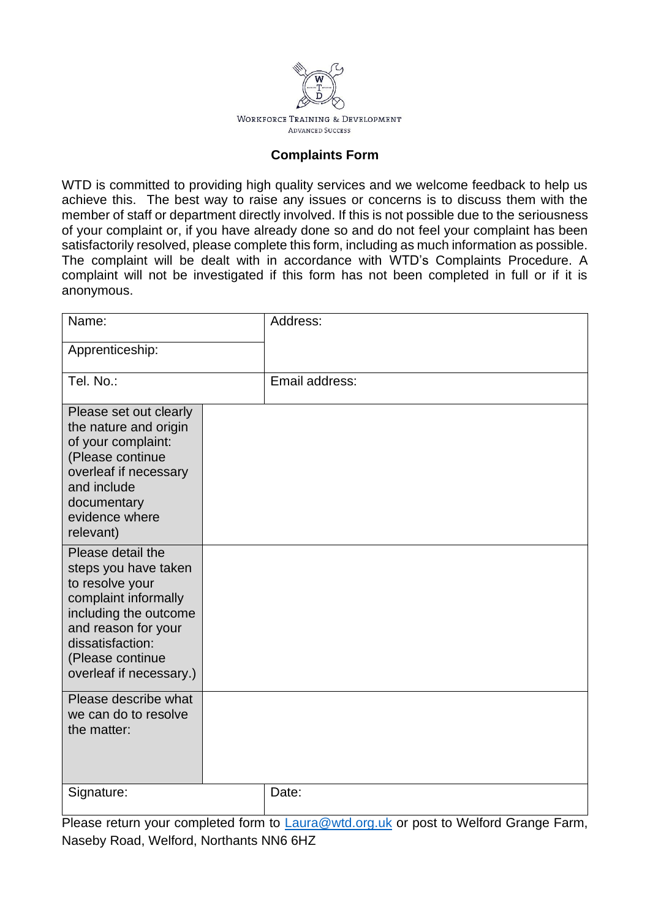WORKFORCE TRAINING & DEVELOPMENT

ADVANCED SUCCESS

## Complaints Form

WTD is committed to providing high quality services and we welcome feedback to help us achieve this. The best way to raise any issues or concerns is to discuss them with the member of staff or department directly involved. If this is not possible due to the seriousness of your complaint or, if you have already done so and do not feel your complaint has been satisfactorily resolved, please complete this form, including as much information as possible. The complaint will be dealt with in accordance with WTD's Complaints Procedure. A complaint will not be investigated if this form has not been completed in full or if it is anonymous.

| | |
|---|---|
| Name: | Address: |
| Apprenticeship: | |
| Tel. No.: | Email address: |
| Please set out clearly the nature and origin of your complaint: (Please continue overleaf if necessary and include documentary evidence where relevant) | |
| Please detail the steps you have taken to resolve your complaint informally including the outcome and reason for your dissatisfaction: (Please continue overleaf if necessary.) | |
| Please describe what we can do to resolve the matter: | |
| Signature: | Date: |

Please return your completed form to Laura@wtd.org.uk or post to Welford Grange Farm, Naseby Road, Welford, Northants NN6 6HZ